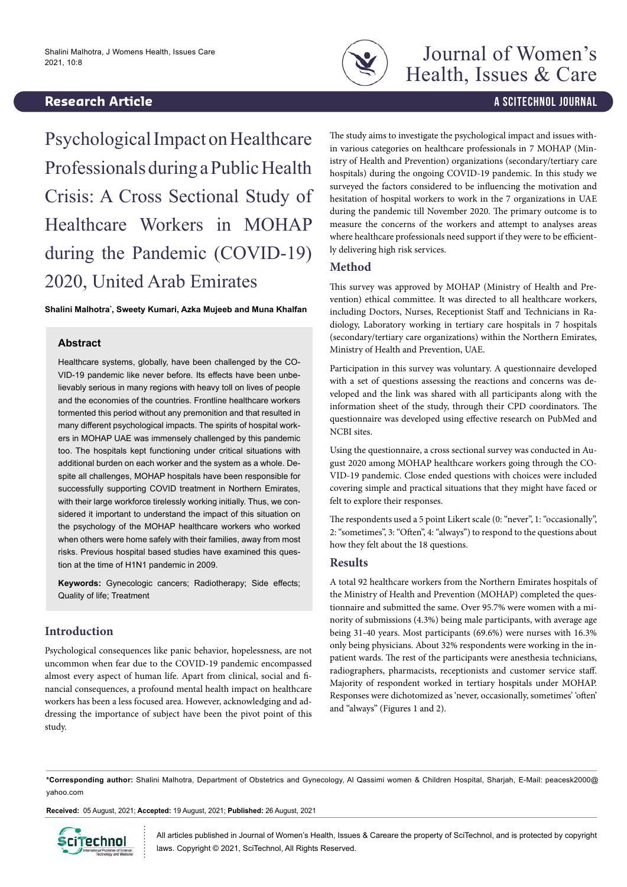Research Article

# Psychological Impact on Healthcare Professionals during a Public Health Crisis: A Cross Sectional Study of Healthcare Workers in MOHAP during the Pandemic (COVID-19) 2020, United Arab Emirates

**Shalini Malhotra*, Sweety Kumari, Azka Mujeeb and Muna Khalfan**

## Abstract

Healthcare systems, globally, have been challenged by the COVID-19 pandemic like never before. Its effects have been unbelievably serious in many regions with heavy toll on lives of people and the economies of the countries. Frontline healthcare workers tormented this period without any premonition and that resulted in many different psychological impacts. The spirits of hospital workers in MOHAP UAE was immensely challenged by this pandemic too. The hospitals kept functioning under critical situations with additional burden on each worker and the system as a whole. Despite all challenges, MOHAP hospitals have been responsible for successfully supporting COVID treatment in Northern Emirates, with their large workforce tirelessly working initially. Thus, we considered it important to understand the impact of this situation on the psychology of the MOHAP healthcare workers who worked when others were home safely with their families, away from most risks. Previous hospital based studies have examined this question at the time of H1N1 pandemic in 2009.

**Keywords:** Gynecologic cancers; Radiotherapy; Side effects; Quality of life; Treatment

## Introduction

Psychological consequences like panic behavior, hopelessness, are not uncommon when fear due to the COVID-19 pandemic encompassed almost every aspect of human life. Apart from clinical, social and financial consequences, a profound mental health impact on healthcare workers has been a less focused area. However, acknowledging and addressing the importance of subject have been the pivot point of this study.

The study aims to investigate the psychological impact and issues within various categories on healthcare professionals in 7 MOHAP (Ministry of Health and Prevention) organizations (secondary/tertiary care hospitals) during the ongoing COVID-19 pandemic. In this study we surveyed the factors considered to be influencing the motivation and hesitation of hospital workers to work in the 7 organizations in UAE during the pandemic till November 2020. The primary outcome is to measure the concerns of the workers and attempt to analyses areas where healthcare professionals need support if they were to be efficiently delivering high risk services.

## Method

This survey was approved by MOHAP (Ministry of Health and Prevention) ethical committee. It was directed to all healthcare workers, including Doctors, Nurses, Receptionist Staff and Technicians in Radiology, Laboratory working in tertiary care hospitals in 7 hospitals (secondary/tertiary care organizations) within the Northern Emirates, Ministry of Health and Prevention, UAE.

Participation in this survey was voluntary. A questionnaire developed with a set of questions assessing the reactions and concerns was developed and the link was shared with all participants along with the information sheet of the study, through their CPD coordinators. The questionnaire was developed using effective research on PubMed and NCBI sites.

Using the questionnaire, a cross sectional survey was conducted in August 2020 among MOHAP healthcare workers going through the COVID-19 pandemic. Close ended questions with choices were included covering simple and practical situations that they might have faced or felt to explore their responses.

The respondents used a 5 point Likert scale (0: "never", 1: "occasionally", 2: "sometimes", 3: "Often", 4: "always") to respond to the questions about how they felt about the 18 questions.

## Results

A total 92 healthcare workers from the Northern Emirates hospitals of the Ministry of Health and Prevention (MOHAP) completed the questionnaire and submitted the same. Over 95.7% were women with a minority of submissions (4.3%) being male participants, with average age being 31-40 years. Most participants (69.6%) were nurses with 16.3% only being physicians. About 32% respondents were working in the inpatient wards. The rest of the participants were anesthesia technicians, radiographers, pharmacists, receptionists and customer service staff. Majority of respondent worked in tertiary hospitals under MOHAP. Responses were dichotomized as 'never, occasionally, sometimes' 'often' and "always" (Figures 1 and 2).

**\*Corresponding author:** Shalini Malhotra, Department of Obstetrics and Gynecology, Al Qassimi women & Children Hospital, Sharjah, E-Mail: peacesk2000@yahoo.com

**Received:** 05 August, 2021; **Accepted:** 19 August, 2021; **Published:** 26 August, 2021

All articles published in Journal of Women's Health, Issues & Careare the property of SciTechnol, and is protected by copyright laws. Copyright © 2021, SciTechnol, All Rights Reserved.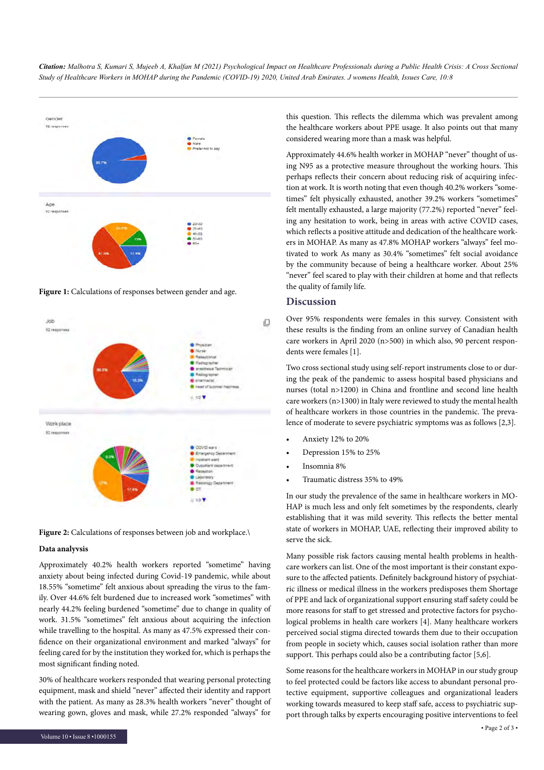Figure 1: Calculations of responses between gender and age.

Figure 2: Calculations of responses between job and workplace.\

**Data analyvsis**

Approximately 40.2% health workers reported "sometime" having anxiety about being infected during Covid-19 pandemic, while about 18.55% "sometime" felt anxious about spreading the virus to the family. Over 44.6% felt burdened due to increased work "sometimes" with nearly 44.2% feeling burdened "sometime" due to change in quality of work. 31.5% "sometimes" felt anxious about acquiring the infection while travelling to the hospital. As many as 47.5% expressed their confidence on their organizational environment and marked "always" for feeling cared for by the institution they worked for, which is perhaps the most significant finding noted.

30% of healthcare workers responded that wearing personal protecting equipment, mask and shield "never" affected their identity and rapport with the patient. As many as 28.3% health workers "never" thought of wearing gown, gloves and mask, while 27.2% responded "always" for this question. This reflects the dilemma which was prevalent among the healthcare workers about PPE usage. It also points out that many considered wearing more than a mask was helpful.

Approximately 44.6% health worker in MOHAP "never" thought of using N95 as a protective measure throughout the working hours. This perhaps reflects their concern about reducing risk of acquiring infection at work. It is worth noting that even though 40.2% workers "sometimes" felt physically exhausted, another 39.2% workers "sometimes" felt mentally exhausted, a large majority (77.2%) reported "never" feeling any hesitation to work, being in areas with active COVID cases, which reflects a positive attitude and dedication of the healthcare workers in MOHAP. As many as 47.8% MOHAP workers "always" feel motivated to work As many as 30.4% "sometimes" felt social avoidance by the community because of being a healthcare worker. About 25% "never" feel scared to play with their children at home and that reflects the quality of family life.

## Discussion

Over 95% respondents were females in this survey. Consistent with these results is the finding from an online survey of Canadian health care workers in April 2020 (n>500) in which also, 90 percent respondents were females [1].

Two cross sectional study using self-report instruments close to or during the peak of the pandemic to assess hospital based physicians and nurses (total n>1200) in China and frontline and second line health care workers (n>1300) in Italy were reviewed to study the mental health of healthcare workers in those countries in the pandemic. The prevalence of moderate to severe psychiatric symptoms was as follows [2,3].

- Anxiety 12% to 20%
- Depression 15% to 25%
- Insomnia 8%
- Traumatic distress 35% to 49%

In our study the prevalence of the same in healthcare workers in MOHAP is much less and only felt sometimes by the respondents, clearly establishing that it was mild severity. This reflects the better mental state of workers in MOHAP, UAE, reflecting their improved ability to serve the sick.

Many possible risk factors causing mental health problems in healthcare workers can list. One of the most important is their constant exposure to the affected patients. Definitely background history of psychiatric illness or medical illness in the workers predisposes them Shortage of PPE and lack of organizational support ensuring staff safety could be more reasons for staff to get stressed and protective factors for psychological problems in health care workers [4]. Many healthcare workers perceived social stigma directed towards them due to their occupation from people in society which, causes social isolation rather than more support. This perhaps could also be a contributing factor [5,6].

Some reasons for the healthcare workers in MOHAP in our study group to feel protected could be factors like access to abundant personal protective equipment, supportive colleagues and organizational leaders working towards measured to keep staff safe, access to psychiatric support through talks by experts encouraging positive interventions to feel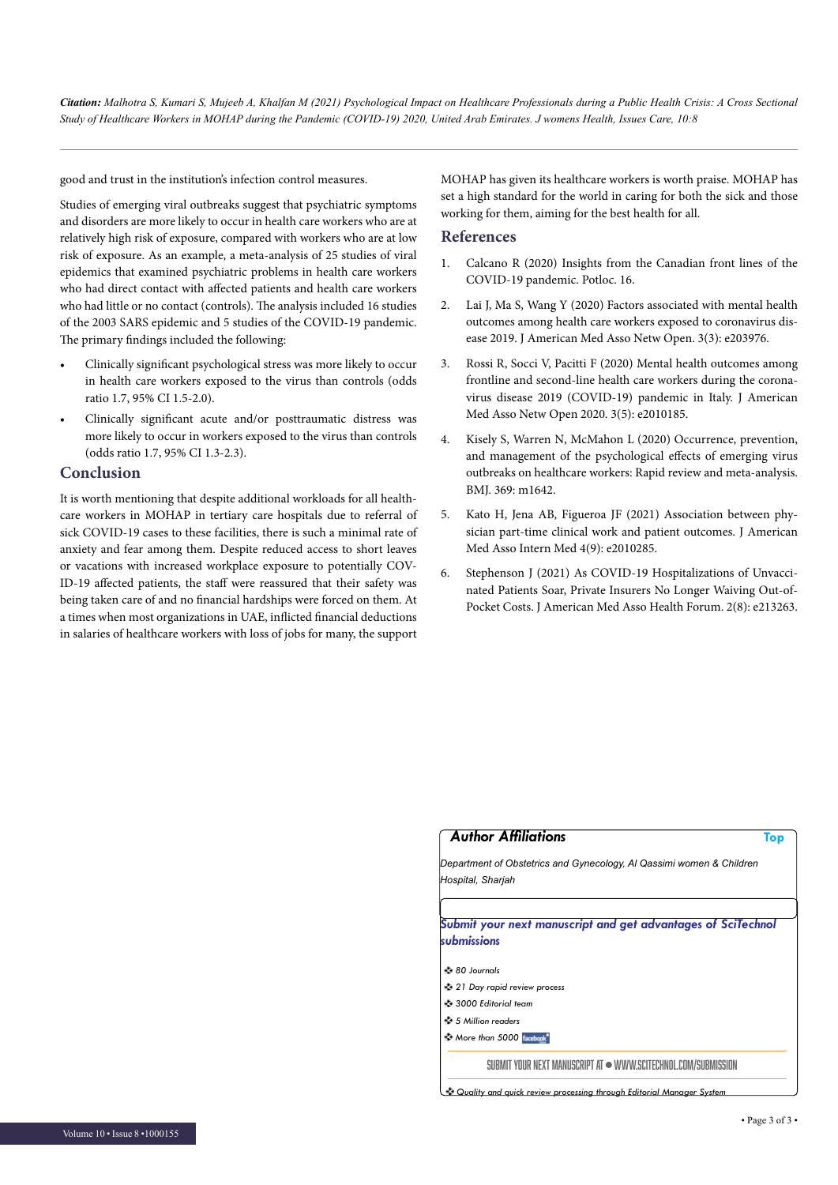good and trust in the institution's infection control measures.

Studies of emerging viral outbreaks suggest that psychiatric symptoms and disorders are more likely to occur in health care workers who are at relatively high risk of exposure, compared with workers who are at low risk of exposure. As an example, a meta-analysis of 25 studies of viral epidemics that examined psychiatric problems in health care workers who had direct contact with affected patients and health care workers who had little or no contact (controls). The analysis included 16 studies of the 2003 SARS epidemic and 5 studies of the COVID-19 pandemic. The primary findings included the following:

- Clinically significant psychological stress was more likely to occur in health care workers exposed to the virus than controls (odds ratio 1.7, 95% CI 1.5-2.0).
- Clinically significant acute and/or posttraumatic distress was more likely to occur in workers exposed to the virus than controls (odds ratio 1.7, 95% CI 1.3-2.3).

## Conclusion

It is worth mentioning that despite additional workloads for all healthcare workers in MOHAP in tertiary care hospitals due to referral of sick COVID-19 cases to these facilities, there is such a minimal rate of anxiety and fear among them. Despite reduced access to short leaves or vacations with increased workplace exposure to potentially COVID-19 affected patients, the staff were reassured that their safety was being taken care of and no financial hardships were forced on them. At a times when most organizations in UAE, inflicted financial deductions in salaries of healthcare workers with loss of jobs for many, the support MOHAP has given its healthcare workers is worth praise. MOHAP has set a high standard for the world in caring for both the sick and those working for them, aiming for the best health for all.

## References

1. Calcano R (2020) Insights from the Canadian front lines of the COVID-19 pandemic. Potloc. 16.
2. Lai J, Ma S, Wang Y (2020) Factors associated with mental health outcomes among health care workers exposed to coronavirus disease 2019. J American Med Asso Netw Open. 3(3): e203976.
3. Rossi R, Socci V, Pacitti F (2020) Mental health outcomes among frontline and second-line health care workers during the coronavirus disease 2019 (COVID-19) pandemic in Italy. J American Med Asso Netw Open 2020. 3(5): e2010185.
4. Kisely S, Warren N, McMahon L (2020) Occurrence, prevention, and management of the psychological effects of emerging virus outbreaks on healthcare workers: Rapid review and meta-analysis. BMJ. 369: m1642.
5. Kato H, Jena AB, Figueroa JF (2021) Association between physician part-time clinical work and patient outcomes. J American Med Asso Intern Med 4(9): e2010285.
6. Stephenson J (2021) As COVID-19 Hospitalizations of Unvaccinated Patients Soar, Private Insurers No Longer Waiving Out-of-Pocket Costs. J American Med Asso Health Forum. 2(8): e213263.

### Author Affiliations

*Department of Obstetrics and Gynecology, Al Qassimi women & Children Hospital, Sharjah*